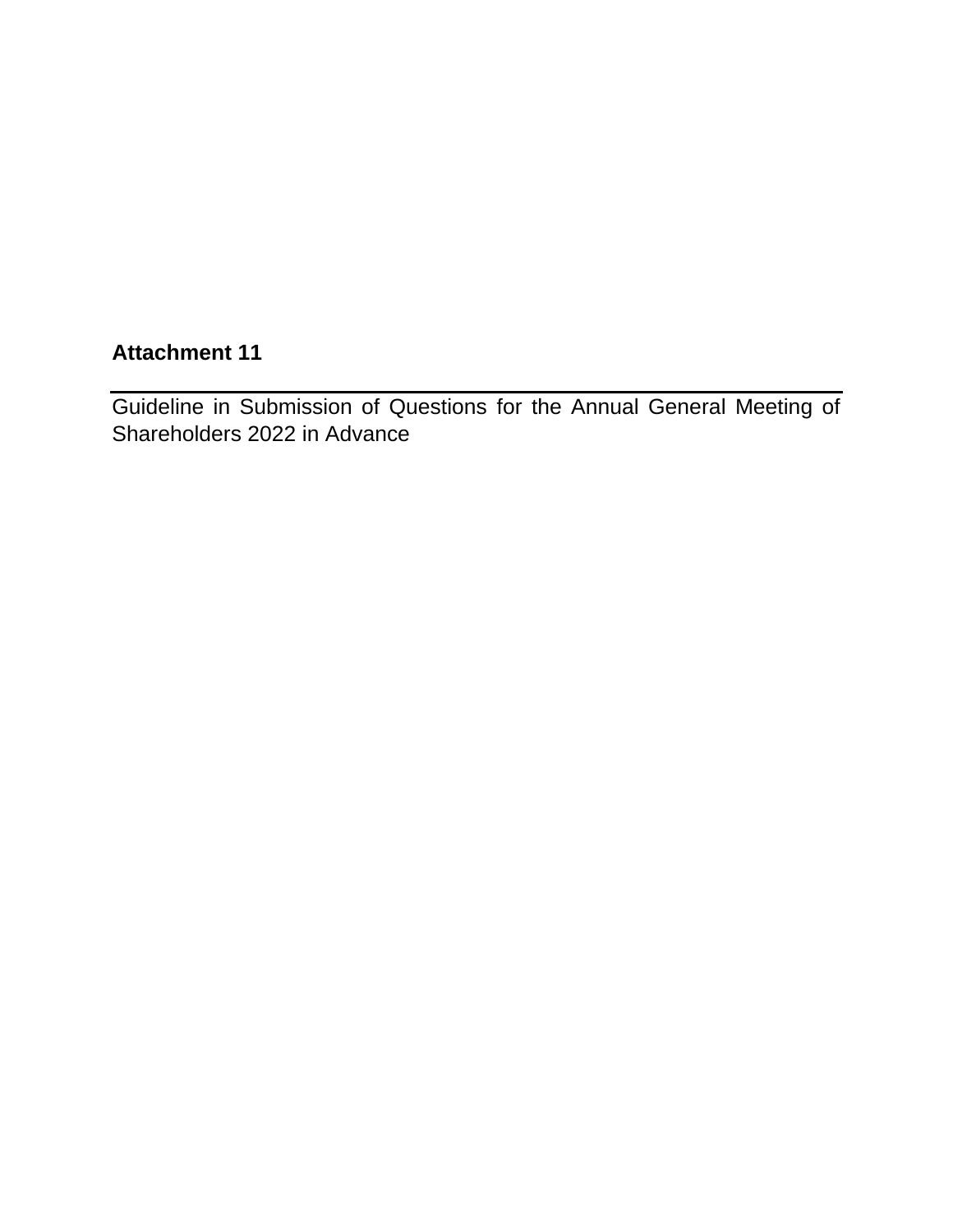**Attachment 11**

---

Guideline in Submission of Questions for the Annual General Meeting of Shareholders 2022 in Advance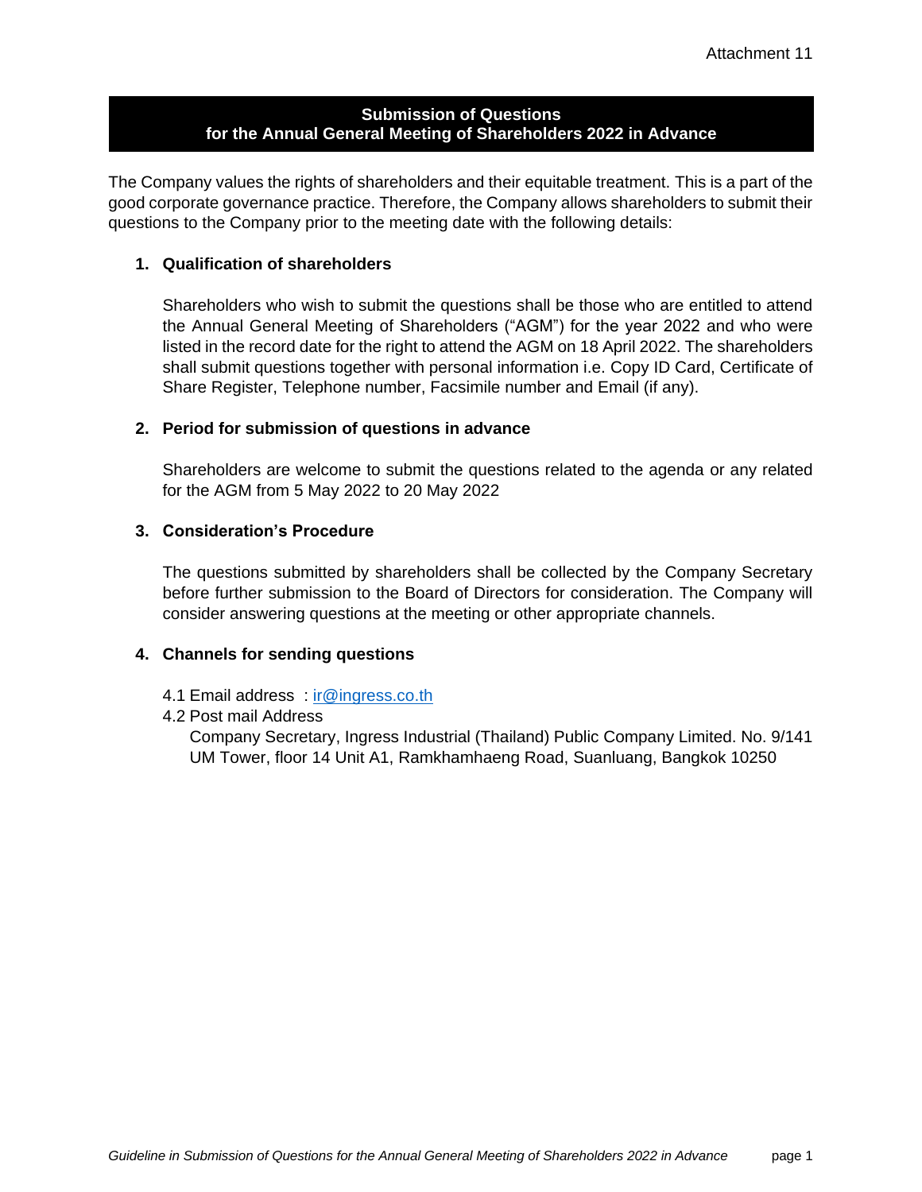Attachment 11

## Submission of Questions for the Annual General Meeting of Shareholders 2022 in Advance

The Company values the rights of shareholders and their equitable treatment. This is a part of the good corporate governance practice. Therefore, the Company allows shareholders to submit their questions to the Company prior to the meeting date with the following details:

1. **Qualification of shareholders**

   Shareholders who wish to submit the questions shall be those who are entitled to attend the Annual General Meeting of Shareholders ("AGM") for the year 2022 and who were listed in the record date for the right to attend the AGM on 18 April 2022. The shareholders shall submit questions together with personal information i.e. Copy ID Card, Certificate of Share Register, Telephone number, Facsimile number and Email (if any).

2. **Period for submission of questions in advance**

   Shareholders are welcome to submit the questions related to the agenda or any related for the AGM from 5 May 2022 to 20 May 2022

3. **Consideration's Procedure**

   The questions submitted by shareholders shall be collected by the Company Secretary before further submission to the Board of Directors for consideration. The Company will consider answering questions at the meeting or other appropriate channels.

4. **Channels for sending questions**

   4.1 Email address : ir@ingress.co.th

   4.2 Post mail Address
   Company Secretary, Ingress Industrial (Thailand) Public Company Limited. No. 9/141 UM Tower, floor 14 Unit A1, Ramkhamhaeng Road, Suanluang, Bangkok 10250